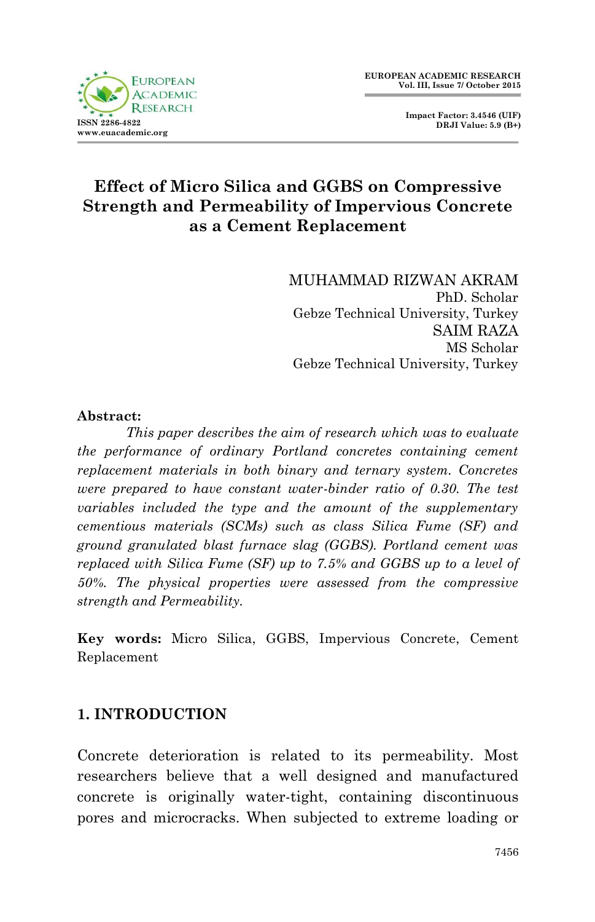# Effect of Micro Silica and GGBS on Compressive Strength and Permeability of Impervious Concrete as a Cement Replacement

MUHAMMAD RIZWAN AKRAM
PhD. Scholar
Gebze Technical University, Turkey

SAIM RAZA
MS Scholar
Gebze Technical University, Turkey

**Abstract:**

*This paper describes the aim of research which was to evaluate the performance of ordinary Portland concretes containing cement replacement materials in both binary and ternary system. Concretes were prepared to have constant water-binder ratio of 0.30. The test variables included the type and the amount of the supplementary cementious materials (SCMs) such as class Silica Fume (SF) and ground granulated blast furnace slag (GGBS). Portland cement was replaced with Silica Fume (SF) up to 7.5% and GGBS up to a level of 50%. The physical properties were assessed from the compressive strength and Permeability.*

**Key words:** Micro Silica, GGBS, Impervious Concrete, Cement Replacement

## 1. INTRODUCTION

Concrete deterioration is related to its permeability. Most researchers believe that a well designed and manufactured concrete is originally water-tight, containing discontinuous pores and microcracks. When subjected to extreme loading or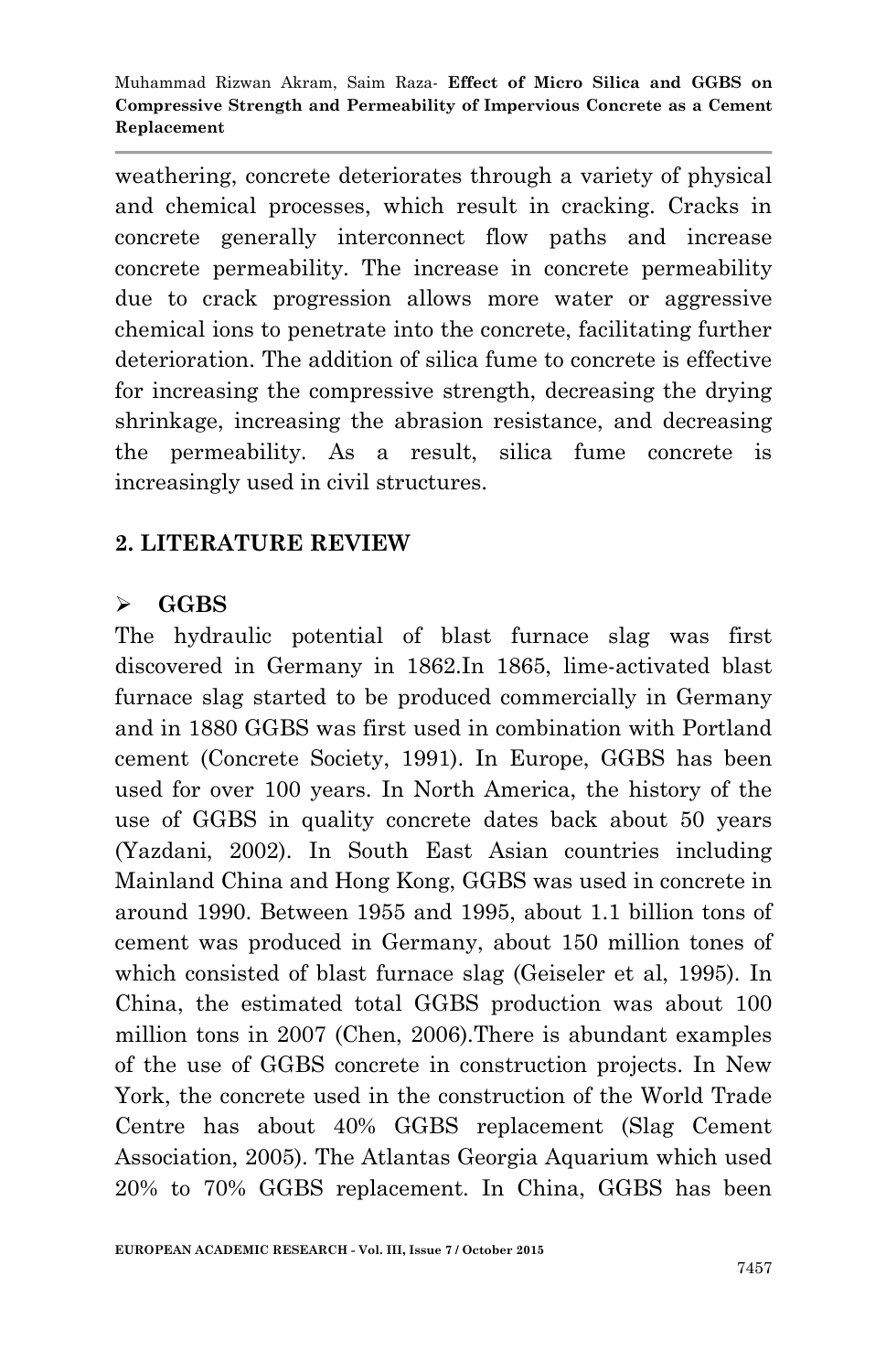weathering, concrete deteriorates through a variety of physical and chemical processes, which result in cracking. Cracks in concrete generally interconnect flow paths and increase concrete permeability. The increase in concrete permeability due to crack progression allows more water or aggressive chemical ions to penetrate into the concrete, facilitating further deterioration. The addition of silica fume to concrete is effective for increasing the compressive strength, decreasing the drying shrinkage, increasing the abrasion resistance, and decreasing the permeability. As a result, silica fume concrete is increasingly used in civil structures.

## 2. LITERATURE REVIEW

- **GGBS**

The hydraulic potential of blast furnace slag was first discovered in Germany in 1862.In 1865, lime-activated blast furnace slag started to be produced commercially in Germany and in 1880 GGBS was first used in combination with Portland cement (Concrete Society, 1991). In Europe, GGBS has been used for over 100 years. In North America, the history of the use of GGBS in quality concrete dates back about 50 years (Yazdani, 2002). In South East Asian countries including Mainland China and Hong Kong, GGBS was used in concrete in around 1990. Between 1955 and 1995, about 1.1 billion tons of cement was produced in Germany, about 150 million tones of which consisted of blast furnace slag (Geiseler et al, 1995). In China, the estimated total GGBS production was about 100 million tons in 2007 (Chen, 2006).There is abundant examples of the use of GGBS concrete in construction projects. In New York, the concrete used in the construction of the World Trade Centre has about 40% GGBS replacement (Slag Cement Association, 2005). The Atlantas Georgia Aquarium which used 20% to 70% GGBS replacement. In China, GGBS has been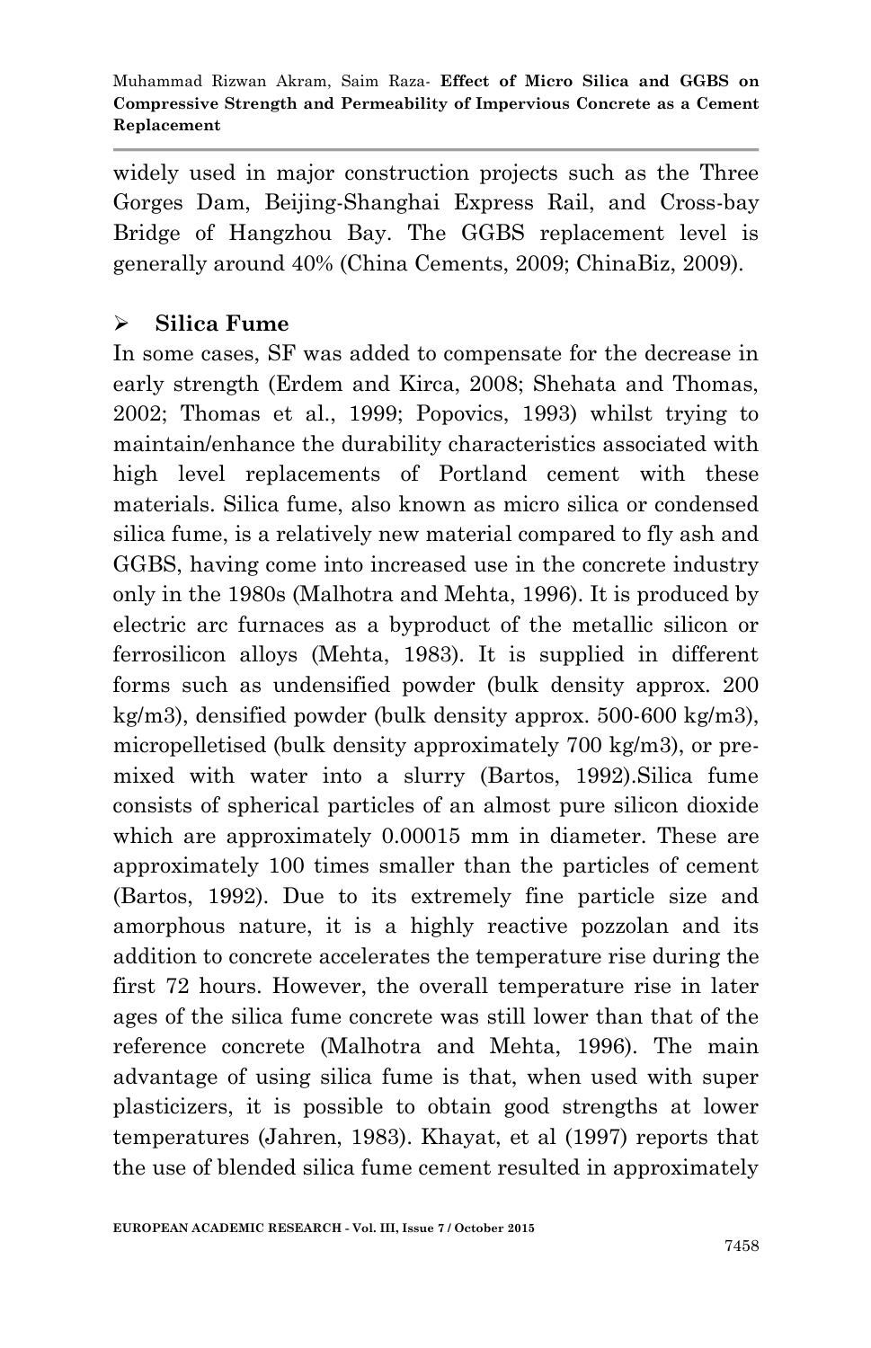widely used in major construction projects such as the Three Gorges Dam, Beijing-Shanghai Express Rail, and Cross-bay Bridge of Hangzhou Bay. The GGBS replacement level is generally around 40% (China Cements, 2009; ChinaBiz, 2009).

- **Silica Fume**

In some cases, SF was added to compensate for the decrease in early strength (Erdem and Kirca, 2008; Shehata and Thomas, 2002; Thomas et al., 1999; Popovics, 1993) whilst trying to maintain/enhance the durability characteristics associated with high level replacements of Portland cement with these materials. Silica fume, also known as micro silica or condensed silica fume, is a relatively new material compared to fly ash and GGBS, having come into increased use in the concrete industry only in the 1980s (Malhotra and Mehta, 1996). It is produced by electric arc furnaces as a byproduct of the metallic silicon or ferrosilicon alloys (Mehta, 1983). It is supplied in different forms such as undensified powder (bulk density approx. 200 kg/m3), densified powder (bulk density approx. 500-600 kg/m3), micropelletised (bulk density approximately 700 kg/m3), or pre-mixed with water into a slurry (Bartos, 1992).Silica fume consists of spherical particles of an almost pure silicon dioxide which are approximately 0.00015 mm in diameter. These are approximately 100 times smaller than the particles of cement (Bartos, 1992). Due to its extremely fine particle size and amorphous nature, it is a highly reactive pozzolan and its addition to concrete accelerates the temperature rise during the first 72 hours. However, the overall temperature rise in later ages of the silica fume concrete was still lower than that of the reference concrete (Malhotra and Mehta, 1996). The main advantage of using silica fume is that, when used with super plasticizers, it is possible to obtain good strengths at lower temperatures (Jahren, 1983). Khayat, et al (1997) reports that the use of blended silica fume cement resulted in approximately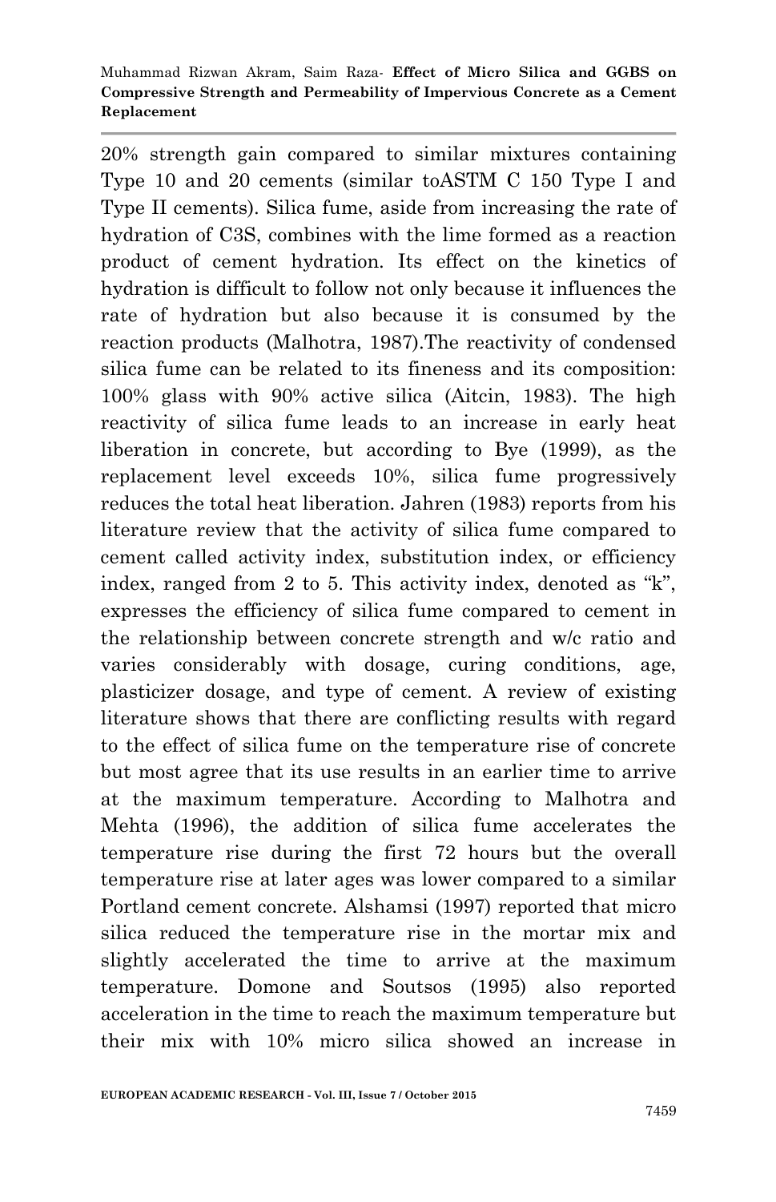20% strength gain compared to similar mixtures containing Type 10 and 20 cements (similar toASTM C 150 Type I and Type II cements). Silica fume, aside from increasing the rate of hydration of C3S, combines with the lime formed as a reaction product of cement hydration. Its effect on the kinetics of hydration is difficult to follow not only because it influences the rate of hydration but also because it is consumed by the reaction products (Malhotra, 1987).The reactivity of condensed silica fume can be related to its fineness and its composition: 100% glass with 90% active silica (Aitcin, 1983). The high reactivity of silica fume leads to an increase in early heat liberation in concrete, but according to Bye (1999), as the replacement level exceeds 10%, silica fume progressively reduces the total heat liberation. Jahren (1983) reports from his literature review that the activity of silica fume compared to cement called activity index, substitution index, or efficiency index, ranged from 2 to 5. This activity index, denoted as "k", expresses the efficiency of silica fume compared to cement in the relationship between concrete strength and w/c ratio and varies considerably with dosage, curing conditions, age, plasticizer dosage, and type of cement. A review of existing literature shows that there are conflicting results with regard to the effect of silica fume on the temperature rise of concrete but most agree that its use results in an earlier time to arrive at the maximum temperature. According to Malhotra and Mehta (1996), the addition of silica fume accelerates the temperature rise during the first 72 hours but the overall temperature rise at later ages was lower compared to a similar Portland cement concrete. Alshamsi (1997) reported that micro silica reduced the temperature rise in the mortar mix and slightly accelerated the time to arrive at the maximum temperature. Domone and Soutsos (1995) also reported acceleration in the time to reach the maximum temperature but their mix with 10% micro silica showed an increase in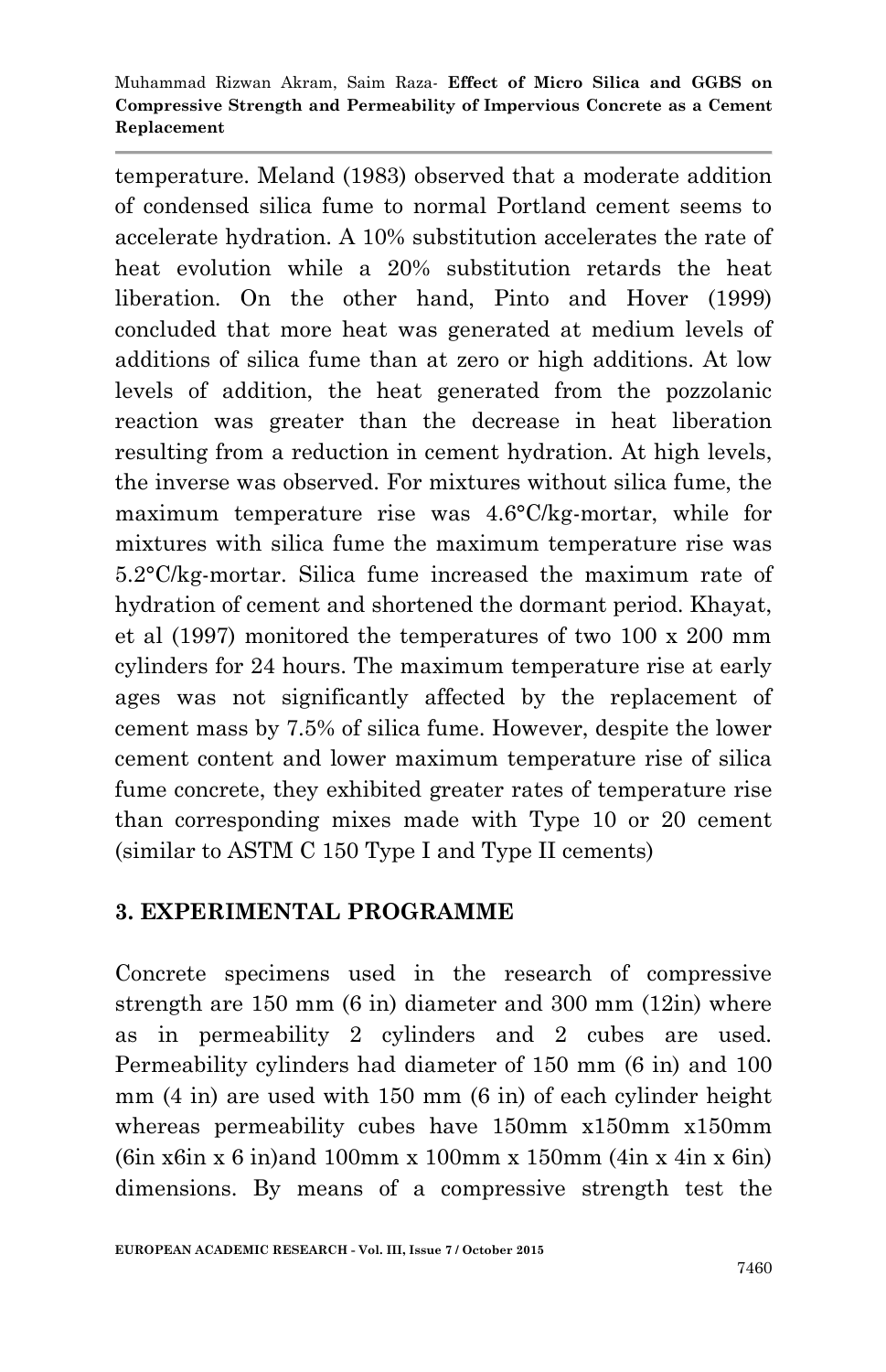temperature. Meland (1983) observed that a moderate addition of condensed silica fume to normal Portland cement seems to accelerate hydration. A 10% substitution accelerates the rate of heat evolution while a 20% substitution retards the heat liberation. On the other hand, Pinto and Hover (1999) concluded that more heat was generated at medium levels of additions of silica fume than at zero or high additions. At low levels of addition, the heat generated from the pozzolanic reaction was greater than the decrease in heat liberation resulting from a reduction in cement hydration. At high levels, the inverse was observed. For mixtures without silica fume, the maximum temperature rise was 4.6°C/kg-mortar, while for mixtures with silica fume the maximum temperature rise was 5.2°C/kg-mortar. Silica fume increased the maximum rate of hydration of cement and shortened the dormant period. Khayat, et al (1997) monitored the temperatures of two 100 x 200 mm cylinders for 24 hours. The maximum temperature rise at early ages was not significantly affected by the replacement of cement mass by 7.5% of silica fume. However, despite the lower cement content and lower maximum temperature rise of silica fume concrete, they exhibited greater rates of temperature rise than corresponding mixes made with Type 10 or 20 cement (similar to ASTM C 150 Type I and Type II cements)

## 3. EXPERIMENTAL PROGRAMME

Concrete specimens used in the research of compressive strength are 150 mm (6 in) diameter and 300 mm (12in) where as in permeability 2 cylinders and 2 cubes are used. Permeability cylinders had diameter of 150 mm (6 in) and 100 mm (4 in) are used with 150 mm (6 in) of each cylinder height whereas permeability cubes have 150mm x150mm x150mm (6in x6in x 6 in)and 100mm x 100mm x 150mm (4in x 4in x 6in) dimensions. By means of a compressive strength test the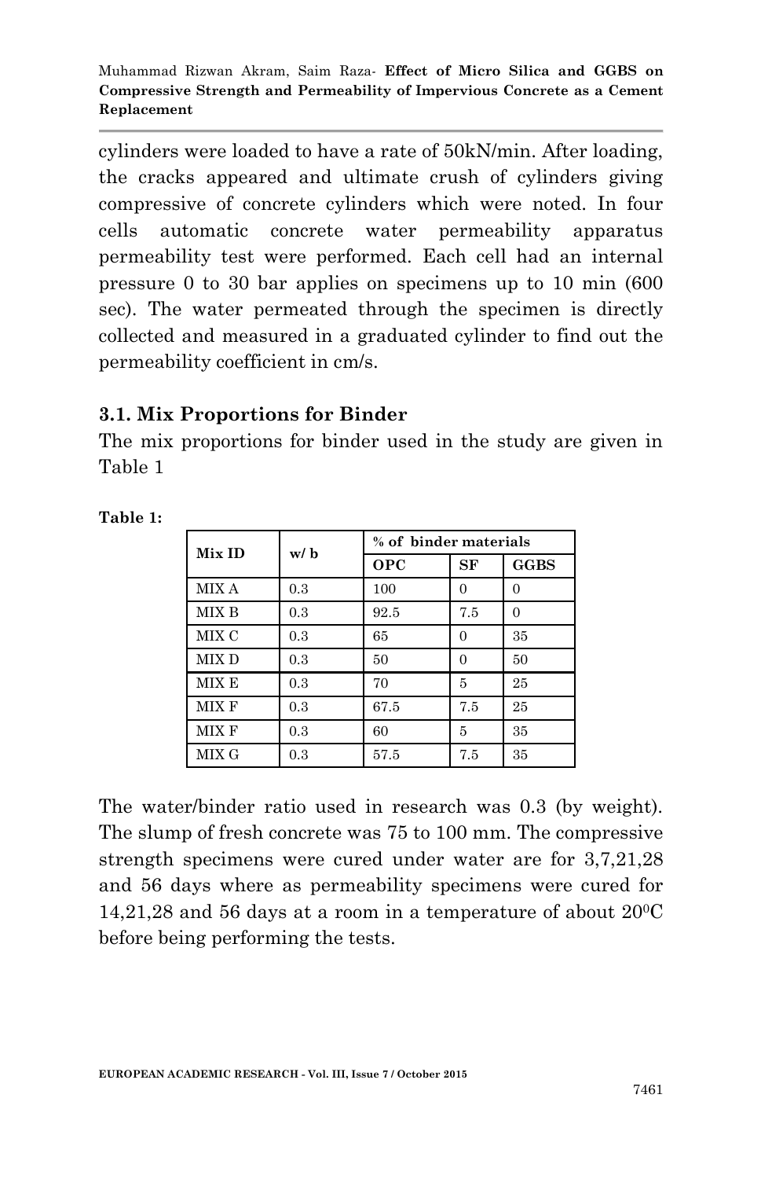cylinders were loaded to have a rate of 50kN/min. After loading, the cracks appeared and ultimate crush of cylinders giving compressive of concrete cylinders which were noted. In four cells automatic concrete water permeability apparatus permeability test were performed. Each cell had an internal pressure 0 to 30 bar applies on specimens up to 10 min (600 sec). The water permeated through the specimen is directly collected and measured in a graduated cylinder to find out the permeability coefficient in cm/s.

### 3.1. Mix Proportions for Binder

The mix proportions for binder used in the study are given in Table 1

**Table 1:**

| Mix ID | w/ b | % of binder materials | | |
|---|---|---|---|---|
| | | OPC | SF | GGBS |
| MIX A | 0.3 | 100 | 0 | 0 |
| MIX B | 0.3 | 92.5 | 7.5 | 0 |
| MIX C | 0.3 | 65 | 0 | 35 |
| MIX D | 0.3 | 50 | 0 | 50 |
| MIX E | 0.3 | 70 | 5 | 25 |
| MIX F | 0.3 | 67.5 | 7.5 | 25 |
| MIX F | 0.3 | 60 | 5 | 35 |
| MIX G | 0.3 | 57.5 | 7.5 | 35 |

The water/binder ratio used in research was 0.3 (by weight). The slump of fresh concrete was 75 to 100 mm. The compressive strength specimens were cured under water are for 3,7,21,28 and 56 days where as permeability specimens were cured for 14,21,28 and 56 days at a room in a temperature of about $20^0$C before being performing the tests.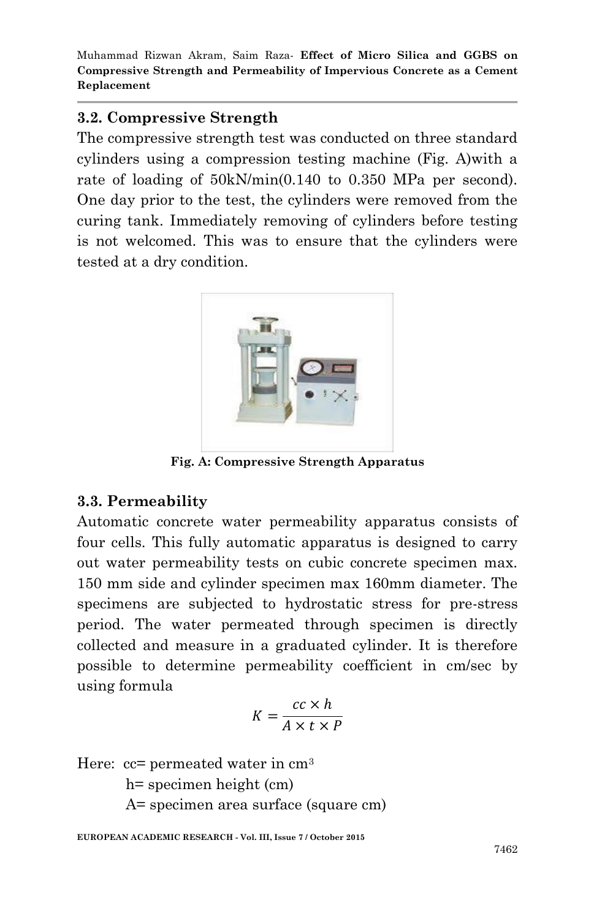### 3.2. Compressive Strength

The compressive strength test was conducted on three standard cylinders using a compression testing machine (Fig. A)with a rate of loading of 50kN/min(0.140 to 0.350 MPa per second). One day prior to the test, the cylinders were removed from the curing tank. Immediately removing of cylinders before testing is not welcomed. This was to ensure that the cylinders were tested at a dry condition.

**Fig. A: Compressive Strength Apparatus**

### 3.3. Permeability

Automatic concrete water permeability apparatus consists of four cells. This fully automatic apparatus is designed to carry out water permeability tests on cubic concrete specimen max. 150 mm side and cylinder specimen max 160mm diameter. The specimens are subjected to hydrostatic stress for pre-stress period. The water permeated through specimen is directly collected and measure in a graduated cylinder. It is therefore possible to determine permeability coefficient in cm/sec by using formula

$$K = \frac{cc \times h}{A \times t \times P}$$

Here: cc= permeated water in $cm^3$

h= specimen height (cm)

A= specimen area surface (square cm)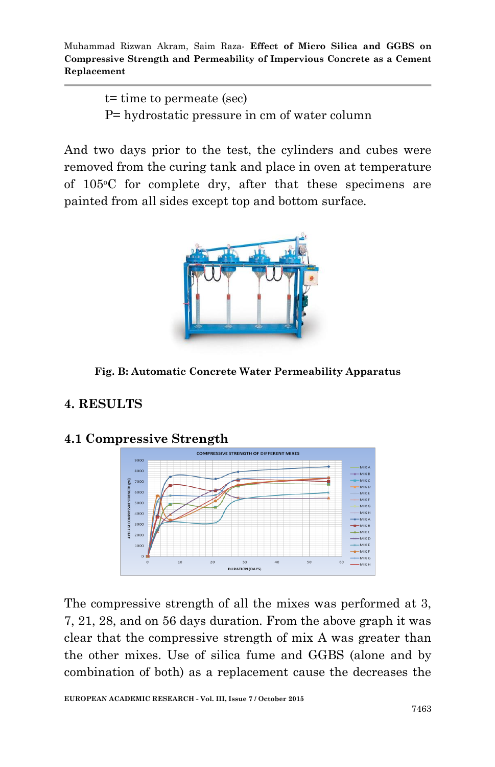t= time to permeate (sec)

P= hydrostatic pressure in cm of water column

And two days prior to the test, the cylinders and cubes were removed from the curing tank and place in oven at temperature of 105°C for complete dry, after that these specimens are painted from all sides except top and bottom surface.

**Fig. B: Automatic Concrete Water Permeability Apparatus**

## 4. RESULTS

### 4.1 Compressive Strength

The compressive strength of all the mixes was performed at 3, 7, 21, 28, and on 56 days duration. From the above graph it was clear that the compressive strength of mix A was greater than the other mixes. Use of silica fume and GGBS (alone and by combination of both) as a replacement cause the decreases the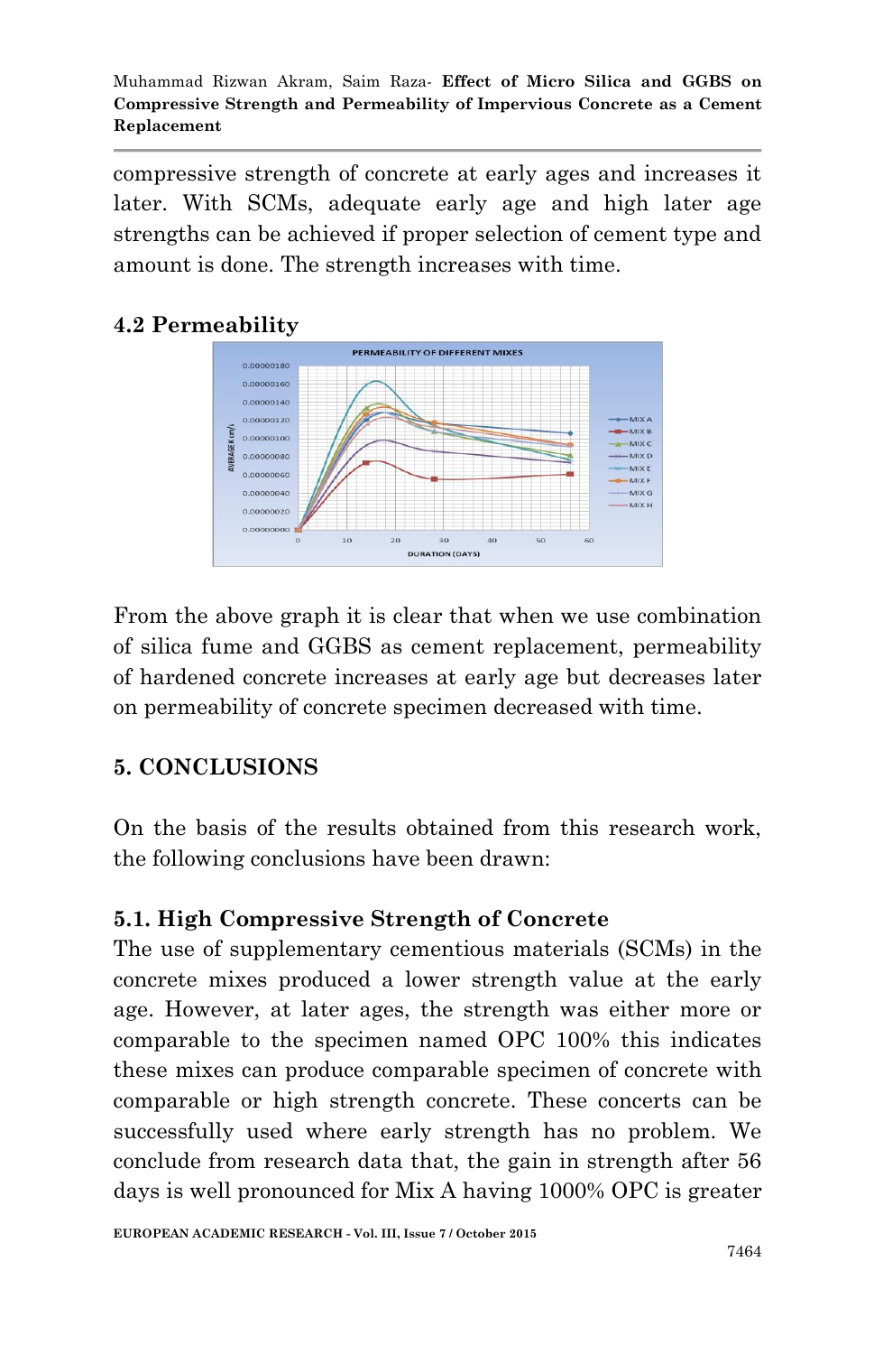compressive strength of concrete at early ages and increases it later. With SCMs, adequate early age and high later age strengths can be achieved if proper selection of cement type and amount is done. The strength increases with time.

### 4.2 Permeability

From the above graph it is clear that when we use combination of silica fume and GGBS as cement replacement, permeability of hardened concrete increases at early age but decreases later on permeability of concrete specimen decreased with time.

## 5. CONCLUSIONS

On the basis of the results obtained from this research work, the following conclusions have been drawn:

### 5.1. High Compressive Strength of Concrete

The use of supplementary cementious materials (SCMs) in the concrete mixes produced a lower strength value at the early age. However, at later ages, the strength was either more or comparable to the specimen named OPC 100% this indicates these mixes can produce comparable specimen of concrete with comparable or high strength concrete. These concerts can be successfully used where early strength has no problem. We conclude from research data that, the gain in strength after 56 days is well pronounced for Mix A having 1000% OPC is greater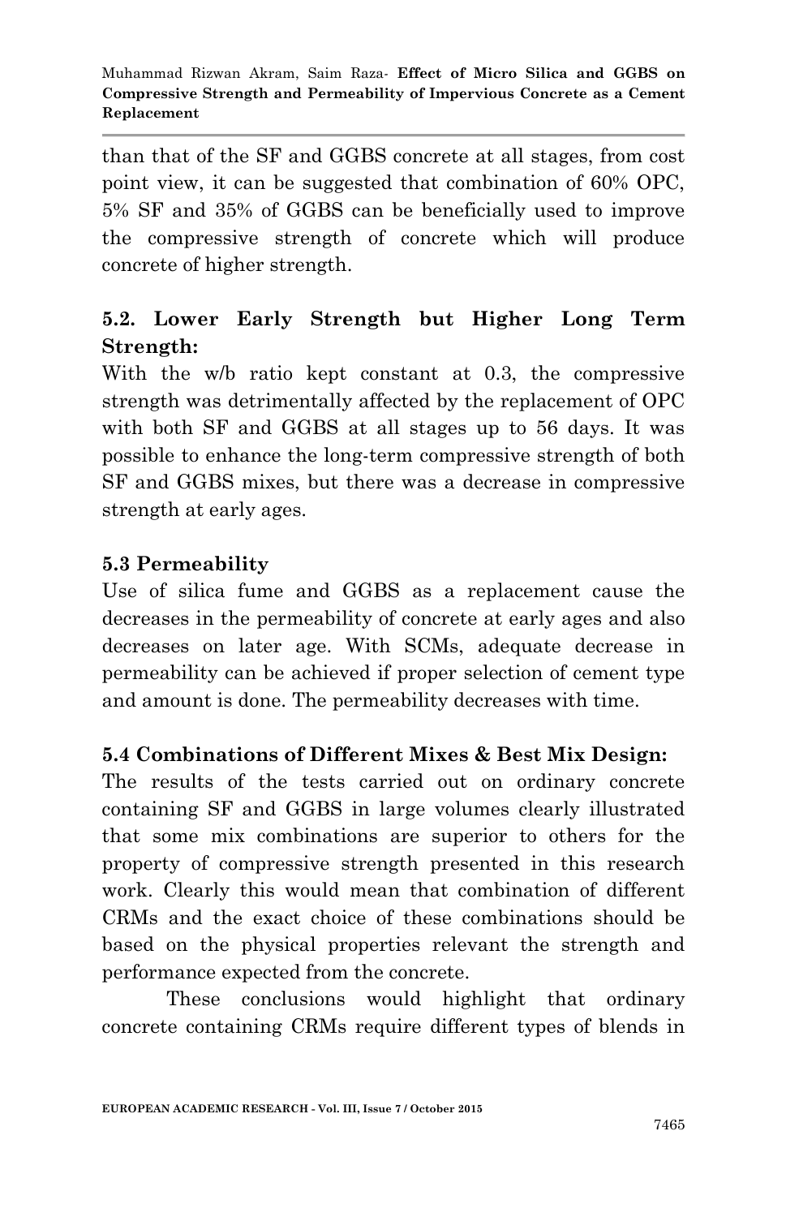than that of the SF and GGBS concrete at all stages, from cost point view, it can be suggested that combination of 60% OPC, 5% SF and 35% of GGBS can be beneficially used to improve the compressive strength of concrete which will produce concrete of higher strength.

### 5.2. Lower Early Strength but Higher Long Term Strength:

With the w/b ratio kept constant at 0.3, the compressive strength was detrimentally affected by the replacement of OPC with both SF and GGBS at all stages up to 56 days. It was possible to enhance the long-term compressive strength of both SF and GGBS mixes, but there was a decrease in compressive strength at early ages.

### 5.3 Permeability

Use of silica fume and GGBS as a replacement cause the decreases in the permeability of concrete at early ages and also decreases on later age. With SCMs, adequate decrease in permeability can be achieved if proper selection of cement type and amount is done. The permeability decreases with time.

### 5.4 Combinations of Different Mixes & Best Mix Design:

The results of the tests carried out on ordinary concrete containing SF and GGBS in large volumes clearly illustrated that some mix combinations are superior to others for the property of compressive strength presented in this research work. Clearly this would mean that combination of different CRMs and the exact choice of these combinations should be based on the physical properties relevant the strength and performance expected from the concrete.

These conclusions would highlight that ordinary concrete containing CRMs require different types of blends in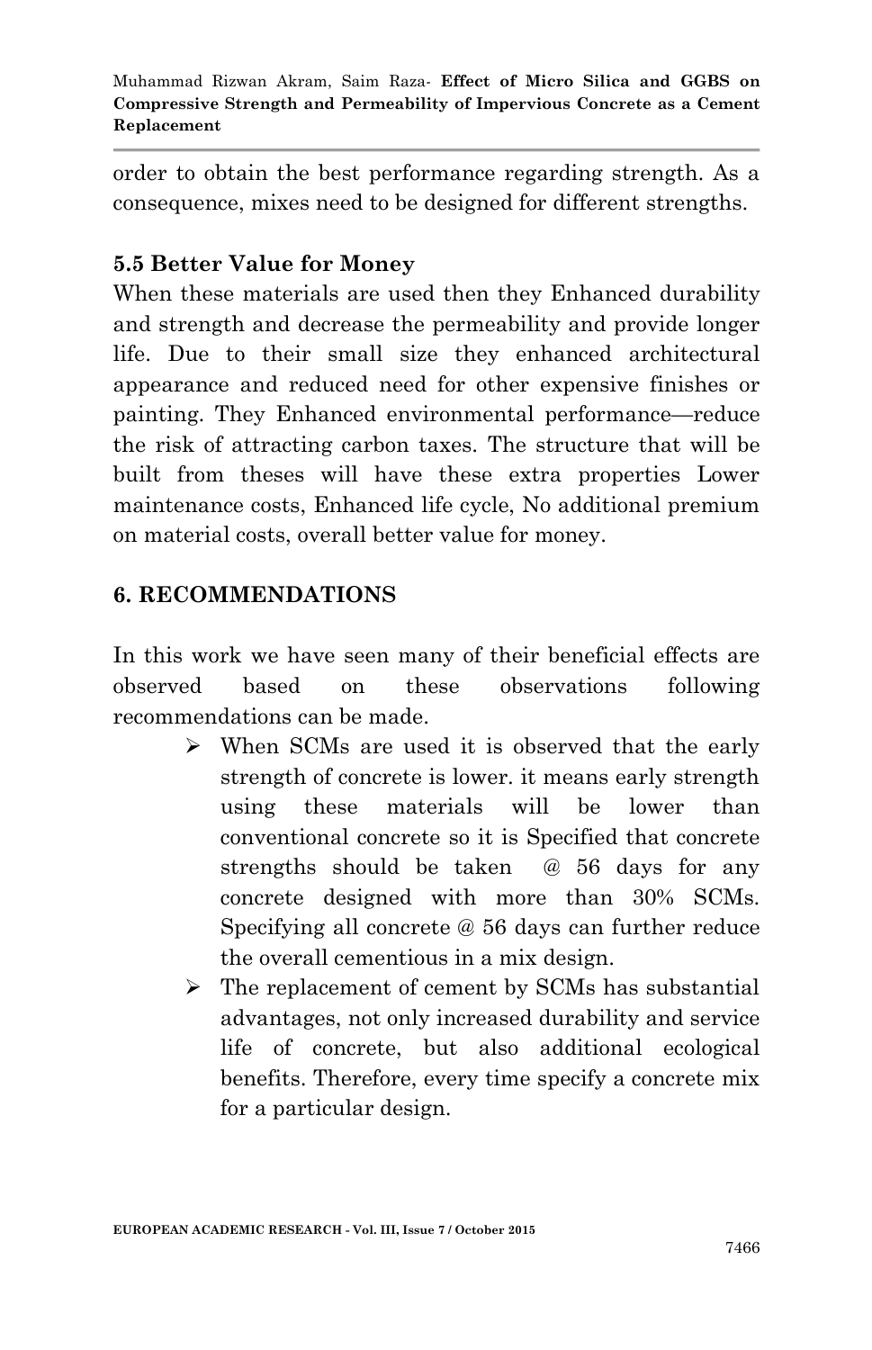order to obtain the best performance regarding strength. As a consequence, mixes need to be designed for different strengths.

### 5.5 Better Value for Money

When these materials are used then they Enhanced durability and strength and decrease the permeability and provide longer life. Due to their small size they enhanced architectural appearance and reduced need for other expensive finishes or painting. They Enhanced environmental performance—reduce the risk of attracting carbon taxes. The structure that will be built from theses will have these extra properties Lower maintenance costs, Enhanced life cycle, No additional premium on material costs, overall better value for money.

## 6. RECOMMENDATIONS

In this work we have seen many of their beneficial effects are observed based on these observations following recommendations can be made.

- When SCMs are used it is observed that the early strength of concrete is lower. it means early strength using these materials will be lower than conventional concrete so it is Specified that concrete strengths should be taken @ 56 days for any concrete designed with more than 30% SCMs. Specifying all concrete @ 56 days can further reduce the overall cementious in a mix design.
- The replacement of cement by SCMs has substantial advantages, not only increased durability and service life of concrete, but also additional ecological benefits. Therefore, every time specify a concrete mix for a particular design.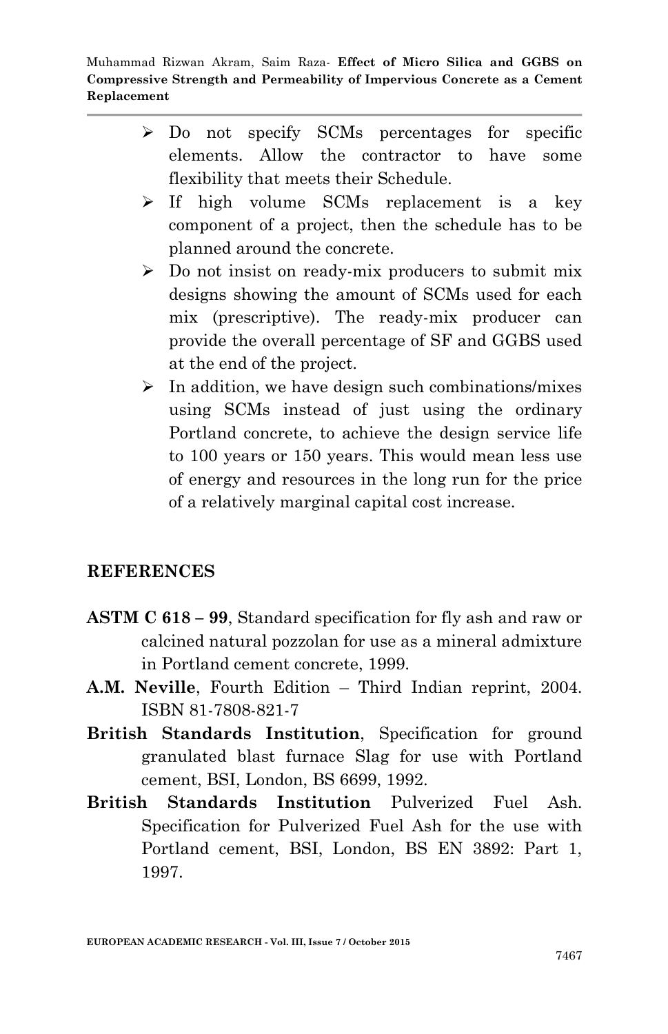- Do not specify SCMs percentages for specific elements. Allow the contractor to have some flexibility that meets their Schedule.
- If high volume SCMs replacement is a key component of a project, then the schedule has to be planned around the concrete.
- Do not insist on ready-mix producers to submit mix designs showing the amount of SCMs used for each mix (prescriptive). The ready-mix producer can provide the overall percentage of SF and GGBS used at the end of the project.
- In addition, we have design such combinations/mixes using SCMs instead of just using the ordinary Portland concrete, to achieve the design service life to 100 years or 150 years. This would mean less use of energy and resources in the long run for the price of a relatively marginal capital cost increase.

## REFERENCES

**ASTM C 618 – 99**, Standard specification for fly ash and raw or calcined natural pozzolan for use as a mineral admixture in Portland cement concrete, 1999.

**A.M. Neville**, Fourth Edition – Third Indian reprint, 2004. ISBN 81-7808-821-7

**British Standards Institution**, Specification for ground granulated blast furnace Slag for use with Portland cement, BSI, London, BS 6699, 1992.

**British Standards Institution** Pulverized Fuel Ash. Specification for Pulverized Fuel Ash for the use with Portland cement, BSI, London, BS EN 3892: Part 1, 1997.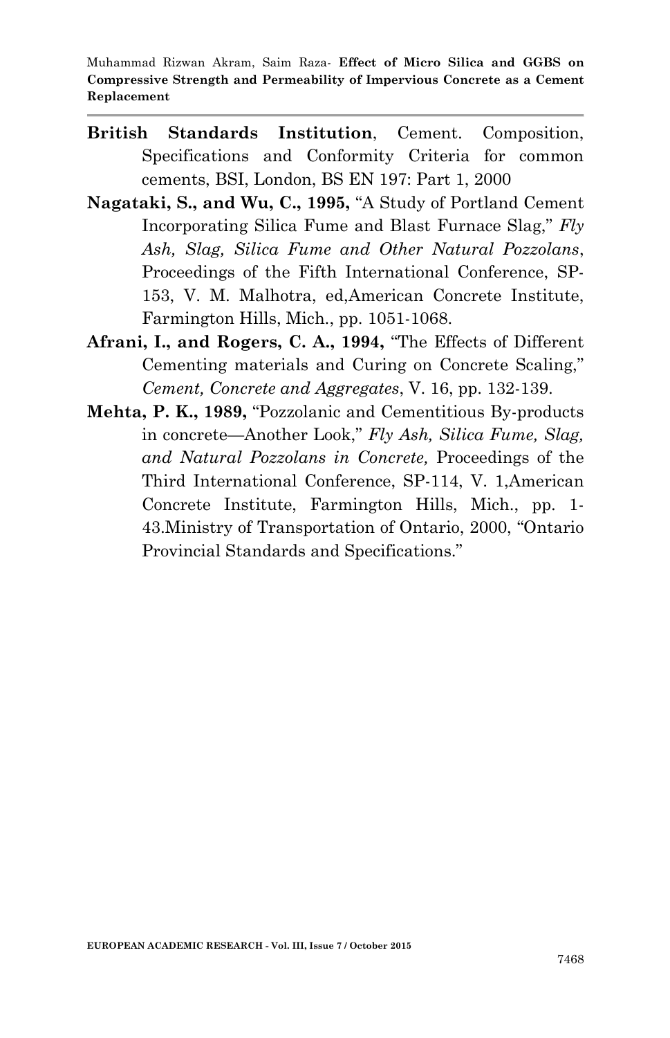**British Standards Institution**, Cement. Composition, Specifications and Conformity Criteria for common cements, BSI, London, BS EN 197: Part 1, 2000

**Nagataki, S., and Wu, C., 1995,** "A Study of Portland Cement Incorporating Silica Fume and Blast Furnace Slag," *Fly Ash, Slag, Silica Fume and Other Natural Pozzolans*, Proceedings of the Fifth International Conference, SP-153, V. M. Malhotra, ed,American Concrete Institute, Farmington Hills, Mich., pp. 1051-1068.

**Afrani, I., and Rogers, C. A., 1994,** "The Effects of Different Cementing materials and Curing on Concrete Scaling," *Cement, Concrete and Aggregates*, V. 16, pp. 132-139.

**Mehta, P. K., 1989,** "Pozzolanic and Cementitious By-products in concrete—Another Look," *Fly Ash, Silica Fume, Slag, and Natural Pozzolans in Concrete,* Proceedings of the Third International Conference, SP-114, V. 1,American Concrete Institute, Farmington Hills, Mich., pp. 1-43.Ministry of Transportation of Ontario, 2000, "Ontario Provincial Standards and Specifications."